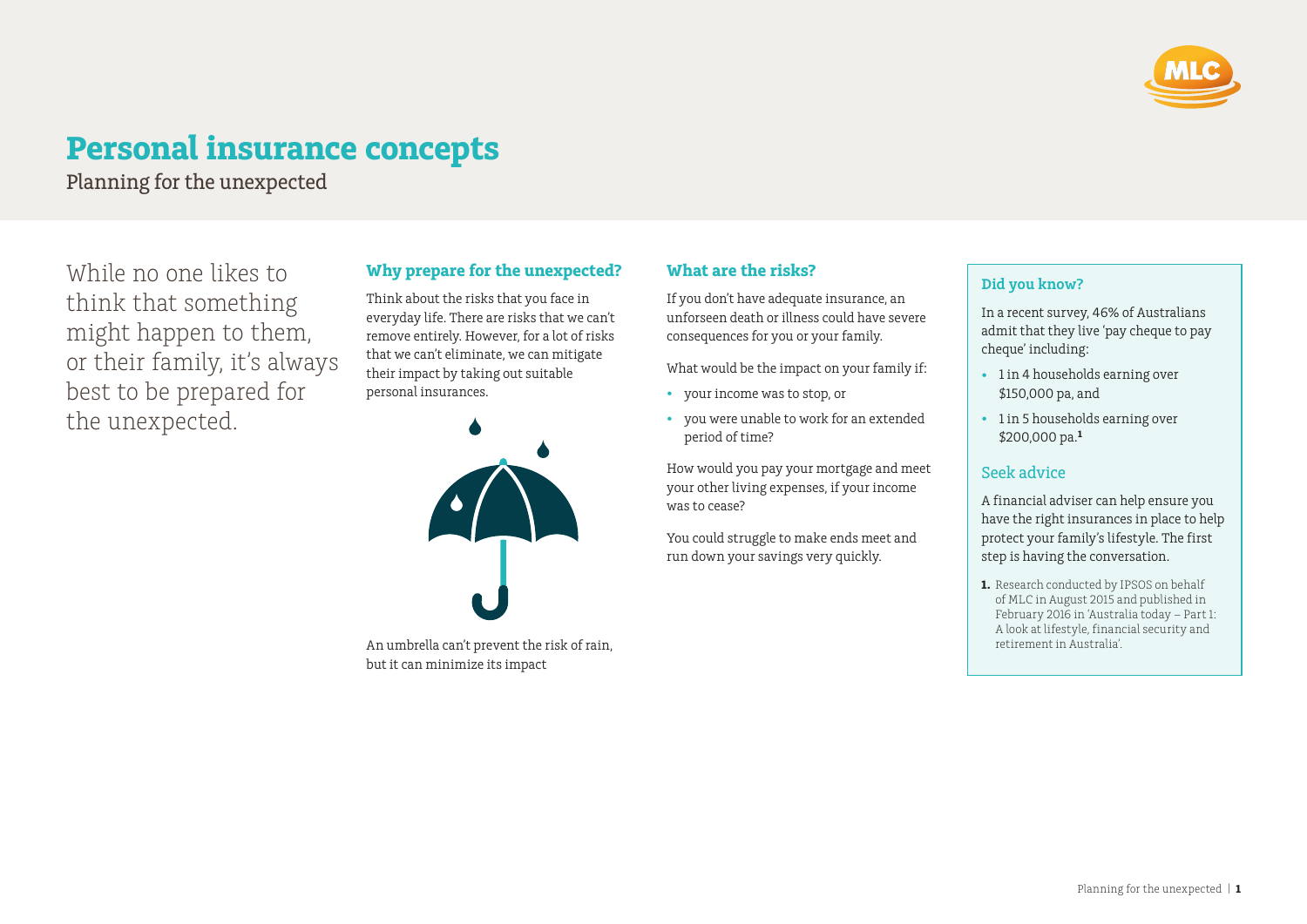# Personal insurance concepts

Planning for the unexpected

While no one likes to think that something might happen to them, or their family, it's always best to be prepared for the unexpected.

### Why prepare for the unexpected?

Think about the risks that you face in everyday life. There are risks that we can't remove entirely. However, for a lot of risks that we can't eliminate, we can mitigate their impact by taking out suitable personal insurances.

An umbrella can't prevent the risk of rain, but it can minimize its impact

### What are the risks?

If you don't have adequate insurance, an unforseen death or illness could have severe consequences for you or your family.

What would be the impact on your family if:

- your income was to stop, or
- you were unable to work for an extended period of time?

How would you pay your mortgage and meet your other living expenses, if your income was to cease?

You could struggle to make ends meet and run down your savings very quickly.

### Did you know?

In a recent survey, 46% of Australians admit that they live 'pay cheque to pay cheque' including:

- 1 in 4 households earning over $150,000 pa, and
- 1 in 5 households earning over $200,000 pa.[1]

### Seek advice

A financial adviser can help ensure you have the right insurances in place to help protect your family's lifestyle. The first step is having the conversation.

1. Research conducted by IPSOS on behalf of MLC in August 2015 and published in February 2016 in 'Australia today – Part 1: A look at lifestyle, financial security and retirement in Australia'.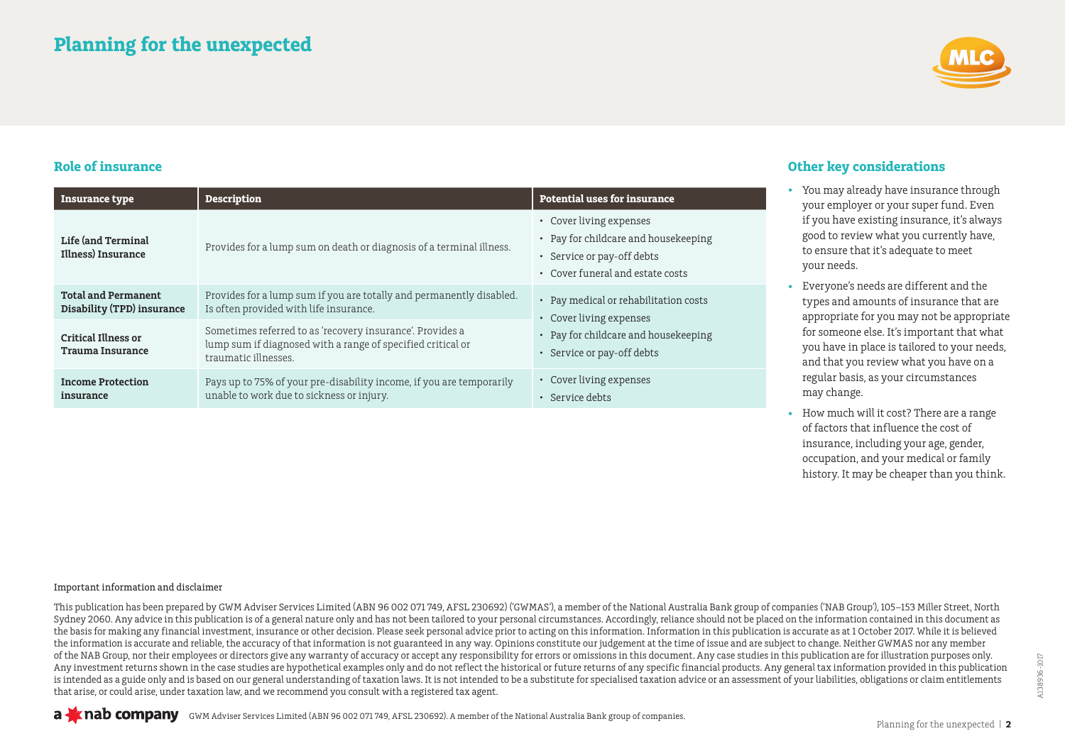# Planning for the unexpected

## Role of insurance

| Insurance type | Description | Potential uses for insurance |
|---|---|---|
| **Life (and Terminal Illness) Insurance** | Provides for a lump sum on death or diagnosis of a terminal illness. | • Cover living expenses<br>• Pay for childcare and housekeeping<br>• Service or pay-off debts<br>• Cover funeral and estate costs |
| **Total and Permanent Disability (TPD) insurance** | Provides for a lump sum if you are totally and permanently disabled. Is often provided with life insurance. | • Pay medical or rehabilitation costs<br>• Cover living expenses<br>• Pay for childcare and housekeeping<br>• Service or pay-off debts |
| **Critical Illness or Trauma Insurance** | Sometimes referred to as 'recovery insurance'. Provides a lump sum if diagnosed with a range of specified critical or traumatic illnesses. | |
| **Income Protection insurance** | Pays up to 75% of your pre-disability income, if you are temporarily unable to work due to sickness or injury. | • Cover living expenses<br>• Service debts |

## Other key considerations

- You may already have insurance through your employer or your super fund. Even if you have existing insurance, it's always good to review what you currently have, to ensure that it's adequate to meet your needs.
- Everyone's needs are different and the types and amounts of insurance that are appropriate for you may not be appropriate for someone else. It's important that what you have in place is tailored to your needs, and that you review what you have on a regular basis, as your circumstances may change.
- How much will it cost? There are a range of factors that influence the cost of insurance, including your age, gender, occupation, and your medical or family history. It may be cheaper than you think.

Important information and disclaimer

This publication has been prepared by GWM Adviser Services Limited (ABN 96 002 071 749, AFSL 230692) ('GWMAS'), a member of the National Australia Bank group of companies ('NAB Group'), 105–153 Miller Street, North Sydney 2060. Any advice in this publication is of a general nature only and has not been tailored to your personal circumstances. Accordingly, reliance should not be placed on the information contained in this document as the basis for making any financial investment, insurance or other decision. Please seek personal advice prior to acting on this information. Information in this publication is accurate as at 1 October 2017. While it is believed the information is accurate and reliable, the accuracy of that information is not guaranteed in any way. Opinions constitute our judgement at the time of issue and are subject to change. Neither GWMAS nor any member of the NAB Group, nor their employees or directors give any warranty of accuracy or accept any responsibility for errors or omissions in this document. Any case studies in this publication are for illustration purposes only. Any investment returns shown in the case studies are hypothetical examples only and do not reflect the historical or future returns of any specific financial products. Any general tax information provided in this publication is intended as a guide only and is based on our general understanding of taxation laws. It is not intended to be a substitute for specialised taxation advice or an assessment of your liabilities, obligations or claim entitlements that arise, or could arise, under taxation law, and we recommend you consult with a registered tax agent.

a nab company GWM Adviser Services Limited (ABN 96 002 071 749, AFSL 230692). A member of the National Australia Bank group of companies.

A138936-1017